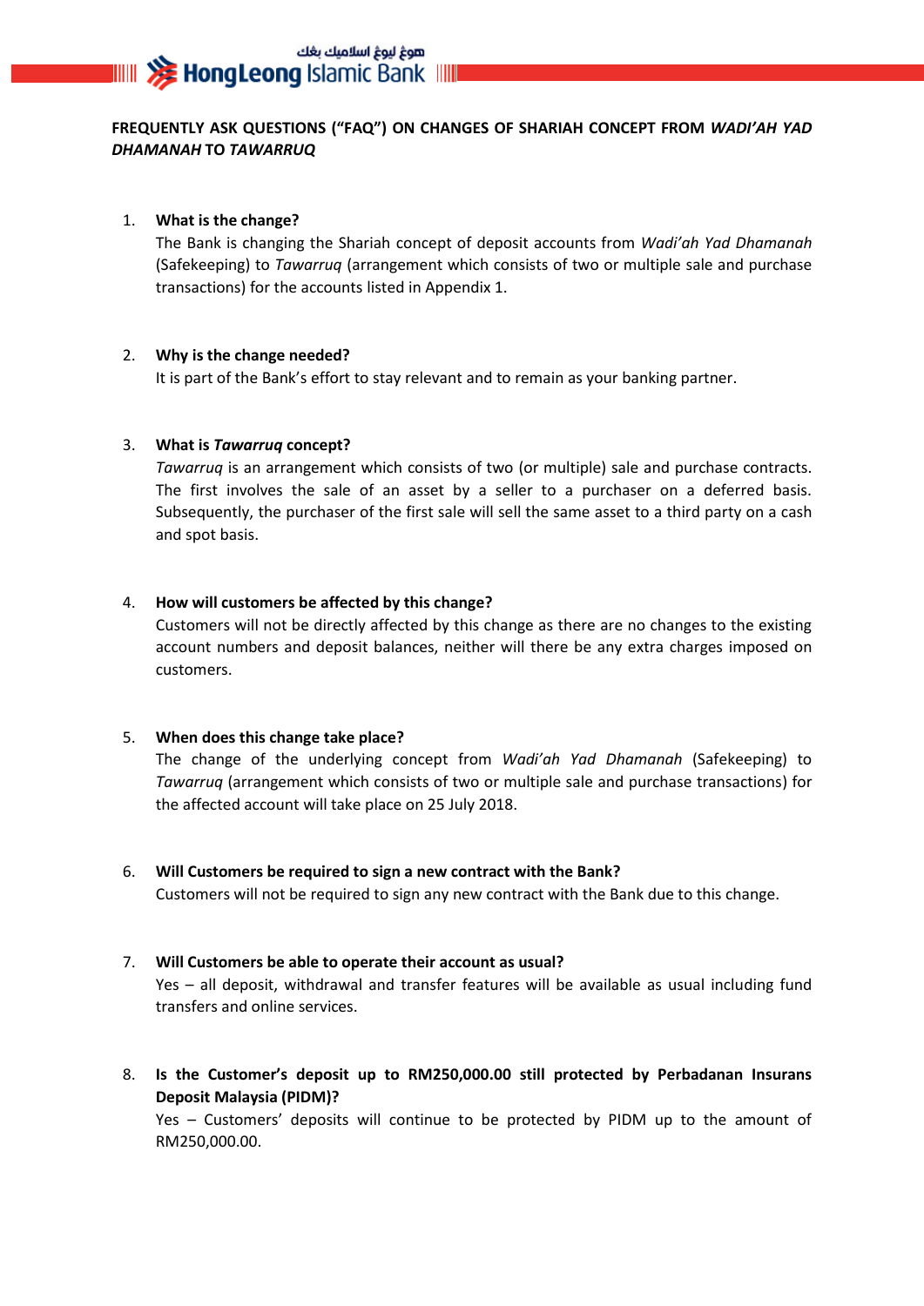**FREQUENTLY ASK QUESTIONS ("FAQ") ON CHANGES OF SHARIAH CONCEPT FROM *WADI'AH YAD DHAMANAH* TO *TAWARRUQ***

1. **What is the change?**
   The Bank is changing the Shariah concept of deposit accounts from *Wadi'ah Yad Dhamanah* (Safekeeping) to *Tawarruq* (arrangement which consists of two or multiple sale and purchase transactions) for the accounts listed in Appendix 1.

2. **Why is the change needed?**
   It is part of the Bank's effort to stay relevant and to remain as your banking partner.

3. **What is *Tawarruq* concept?**
   *Tawarruq* is an arrangement which consists of two (or multiple) sale and purchase contracts. The first involves the sale of an asset by a seller to a purchaser on a deferred basis. Subsequently, the purchaser of the first sale will sell the same asset to a third party on a cash and spot basis.

4. **How will customers be affected by this change?**
   Customers will not be directly affected by this change as there are no changes to the existing account numbers and deposit balances, neither will there be any extra charges imposed on customers.

5. **When does this change take place?**
   The change of the underlying concept from *Wadi'ah Yad Dhamanah* (Safekeeping) to *Tawarruq* (arrangement which consists of two or multiple sale and purchase transactions) for the affected account will take place on 25 July 2018.

6. **Will Customers be required to sign a new contract with the Bank?**
   Customers will not be required to sign any new contract with the Bank due to this change.

7. **Will Customers be able to operate their account as usual?**
   Yes – all deposit, withdrawal and transfer features will be available as usual including fund transfers and online services.

8. **Is the Customer's deposit up to RM250,000.00 still protected by Perbadanan Insurans Deposit Malaysia (PIDM)?**
   Yes – Customers' deposits will continue to be protected by PIDM up to the amount of RM250,000.00.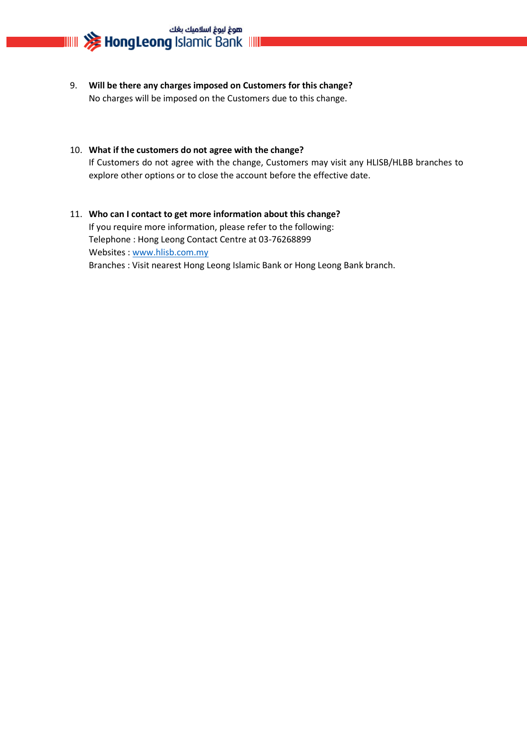9. **Will be there any charges imposed on Customers for this change?**
   No charges will be imposed on the Customers due to this change.

10. **What if the customers do not agree with the change?**
    If Customers do not agree with the change, Customers may visit any HLISB/HLBB branches to explore other options or to close the account before the effective date.

11. **Who can I contact to get more information about this change?**
    If you require more information, please refer to the following:
    Telephone : Hong Leong Contact Centre at 03-76268899
    Websites : www.hlisb.com.my
    Branches : Visit nearest Hong Leong Islamic Bank or Hong Leong Bank branch.